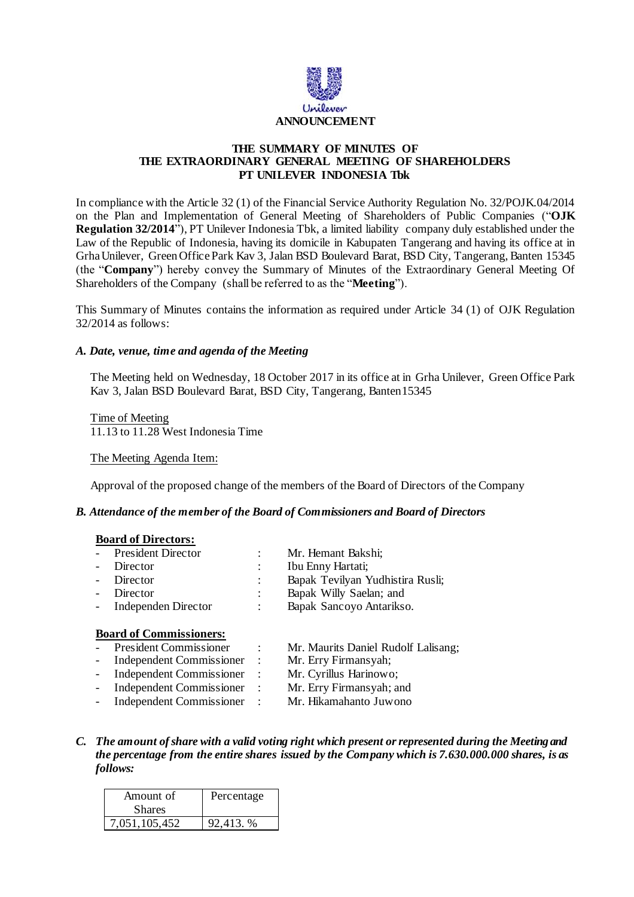# ANNOUNCEMENT

## THE SUMMARY OF MINUTES OF THE EXTRAORDINARY GENERAL MEETING OF SHAREHOLDERS PT UNILEVER INDONESIA Tbk

In compliance with the Article 32 (1) of the Financial Service Authority Regulation No. 32/POJK.04/2014 on the Plan and Implementation of General Meeting of Shareholders of Public Companies ("**OJK Regulation 32/2014**"), PT Unilever Indonesia Tbk, a limited liability company duly established under the Law of the Republic of Indonesia, having its domicile in Kabupaten Tangerang and having its office at in Grha Unilever, Green Office Park Kav 3, Jalan BSD Boulevard Barat, BSD City, Tangerang, Banten 15345 (the "**Company**") hereby convey the Summary of Minutes of the Extraordinary General Meeting Of Shareholders of the Company (shall be referred to as the "**Meeting**").

This Summary of Minutes contains the information as required under Article 34 (1) of OJK Regulation 32/2014 as follows:

### *A. Date, venue, time and agenda of the Meeting*

The Meeting held on Wednesday, 18 October 2017 in its office at in Grha Unilever, Green Office Park Kav 3, Jalan BSD Boulevard Barat, BSD City, Tangerang, Banten15345

Time of Meeting
11.13 to 11.28 West Indonesia Time

The Meeting Agenda Item:

Approval of the proposed change of the members of the Board of Directors of the Company

### *B. Attendance of the member of the Board of Commissioners and Board of Directors*

**Board of Directors:**

- President Director : Mr. Hemant Bakshi;
- Director : Ibu Enny Hartati;
- Director : Bapak Tevilyan Yudhistira Rusli;
- Director : Bapak Willy Saelan; and
- Independen Director : Bapak Sancoyo Antarikso.

**Board of Commissioners:**

- President Commissioner : Mr. Maurits Daniel Rudolf Lalisang;
- Independent Commissioner : Mr. Erry Firmansyah;
- Independent Commissioner : Mr. Cyrillus Harinowo;
- Independent Commissioner : Mr. Erry Firmansyah; and
- Independent Commissioner : Mr. Hikamahanto Juwono

### *C. The amount of share with a valid voting right which present or represented during the Meeting and the percentage from the entire shares issued by the Company which is 7.630.000.000 shares, is as follows:*

| Amount of Shares | Percentage |
|---|---|
| 7,051,105,452 | 92,413. % |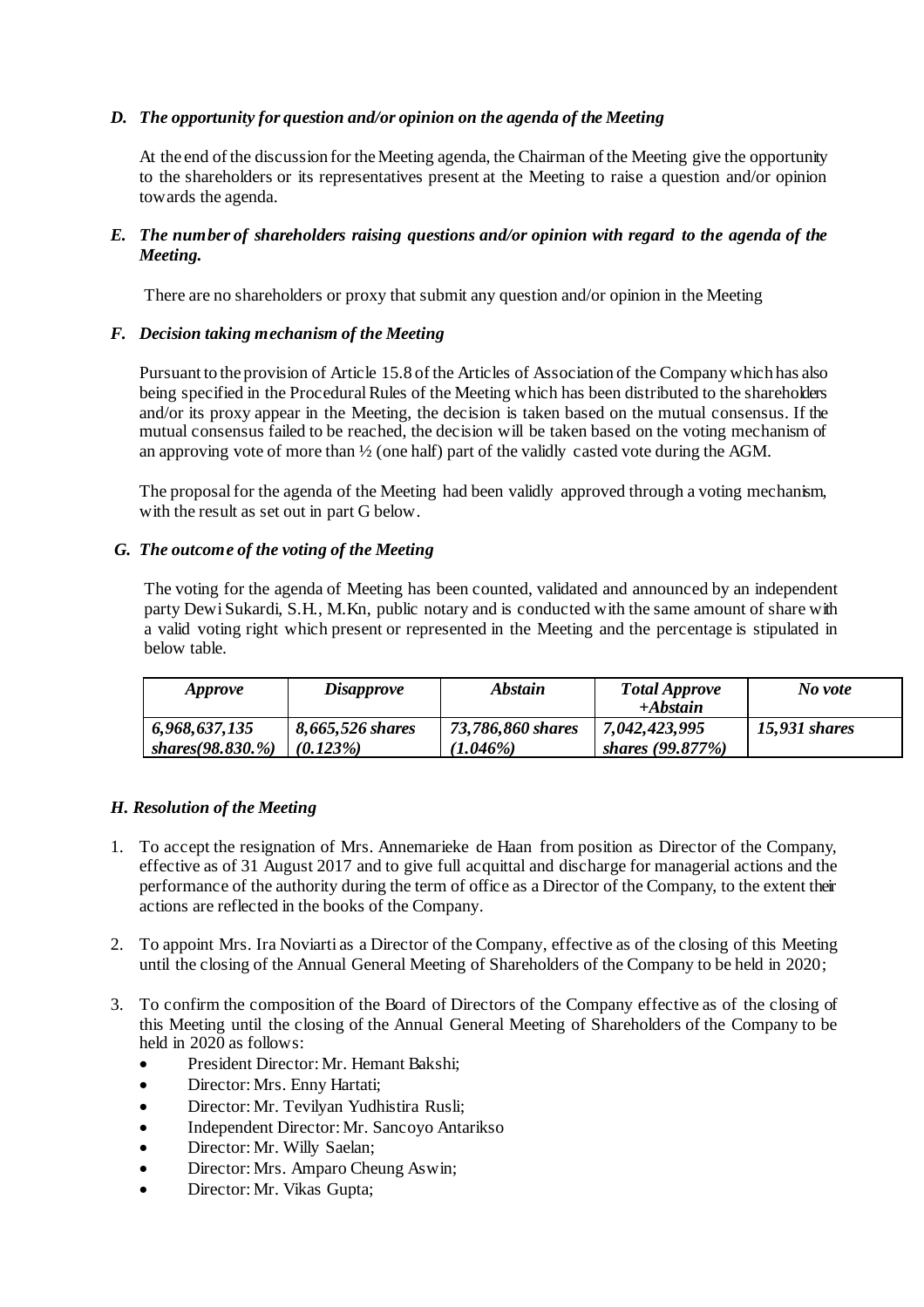### *D. The opportunity for question and/or opinion on the agenda of the Meeting*

At the end of the discussion for the Meeting agenda, the Chairman of the Meeting give the opportunity to the shareholders or its representatives present at the Meeting to raise a question and/or opinion towards the agenda.

### *E. The number of shareholders raising questions and/or opinion with regard to the agenda of the Meeting.*

There are no shareholders or proxy that submit any question and/or opinion in the Meeting

### *F. Decision taking mechanism of the Meeting*

Pursuant to the provision of Article 15.8 of the Articles of Association of the Company which has also being specified in the Procedural Rules of the Meeting which has been distributed to the shareholders and/or its proxy appear in the Meeting, the decision is taken based on the mutual consensus. If the mutual consensus failed to be reached, the decision will be taken based on the voting mechanism of an approving vote of more than ½ (one half) part of the validly casted vote during the AGM.

The proposal for the agenda of the Meeting had been validly approved through a voting mechanism, with the result as set out in part G below.

### *G. The outcome of the voting of the Meeting*

The voting for the agenda of Meeting has been counted, validated and announced by an independent party Dewi Sukardi, S.H., M.Kn, public notary and is conducted with the same amount of share with a valid voting right which present or represented in the Meeting and the percentage is stipulated in below table.

| *Approve* | *Disapprove* | *Abstain* | *Total Approve +Abstain* | *No vote* |
|---|---|---|---|---|
| *6,968,637,135 shares(98.830.%)* | *8,665,526 shares (0.123%)* | *73,786,860 shares (1.046%)* | *7,042,423,995 shares (99.877%)* | *15,931 shares* |

### *H. Resolution of the Meeting*

1. To accept the resignation of Mrs. Annemarieke de Haan from position as Director of the Company, effective as of 31 August 2017 and to give full acquittal and discharge for managerial actions and the performance of the authority during the term of office as a Director of the Company, to the extent their actions are reflected in the books of the Company.

2. To appoint Mrs. Ira Noviarti as a Director of the Company, effective as of the closing of this Meeting until the closing of the Annual General Meeting of Shareholders of the Company to be held in 2020;

3. To confirm the composition of the Board of Directors of the Company effective as of the closing of this Meeting until the closing of the Annual General Meeting of Shareholders of the Company to be held in 2020 as follows:
   - President Director: Mr. Hemant Bakshi;
   - Director: Mrs. Enny Hartati;
   - Director: Mr. Tevilyan Yudhistira Rusli;
   - Independent Director: Mr. Sancoyo Antarikso
   - Director: Mr. Willy Saelan;
   - Director: Mrs. Amparo Cheung Aswin;
   - Director: Mr. Vikas Gupta;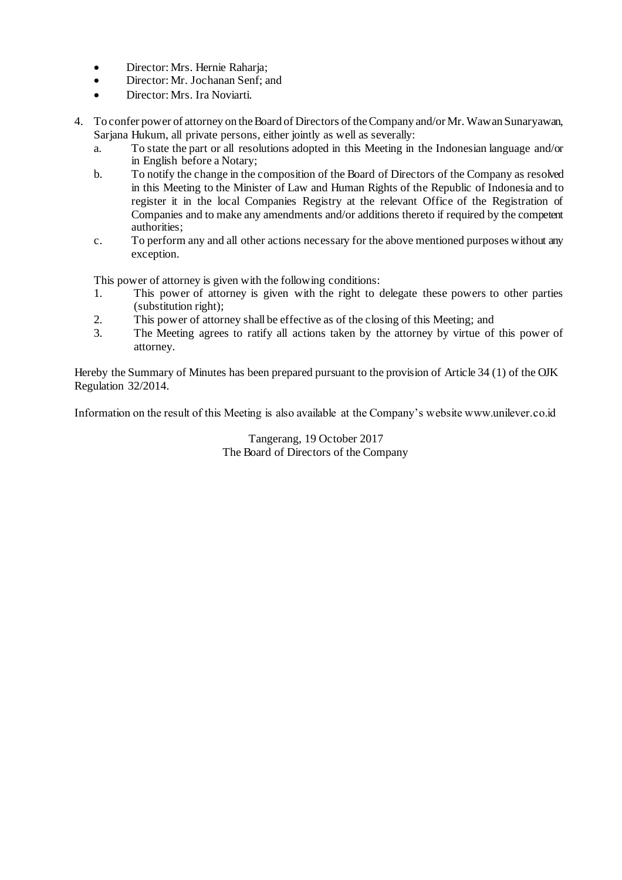- Director: Mrs. Hernie Raharja;
- Director: Mr. Jochanan Senf; and
- Director: Mrs. Ira Noviarti.

4. To confer power of attorney on the Board of Directors of the Company and/or Mr. Wawan Sunaryawan, Sarjana Hukum, all private persons, either jointly as well as severally:
   a. To state the part or all resolutions adopted in this Meeting in the Indonesian language and/or in English before a Notary;
   b. To notify the change in the composition of the Board of Directors of the Company as resolved in this Meeting to the Minister of Law and Human Rights of the Republic of Indonesia and to register it in the local Companies Registry at the relevant Office of the Registration of Companies and to make any amendments and/or additions thereto if required by the competent authorities;
   c. To perform any and all other actions necessary for the above mentioned purposes without any exception.

   This power of attorney is given with the following conditions:
   1. This power of attorney is given with the right to delegate these powers to other parties (substitution right);
   2. This power of attorney shall be effective as of the closing of this Meeting; and
   3. The Meeting agrees to ratify all actions taken by the attorney by virtue of this power of attorney.

Hereby the Summary of Minutes has been prepared pursuant to the provision of Article 34 (1) of the OJK Regulation 32/2014.

Information on the result of this Meeting is also available at the Company's website www.unilever.co.id

Tangerang, 19 October 2017
The Board of Directors of the Company